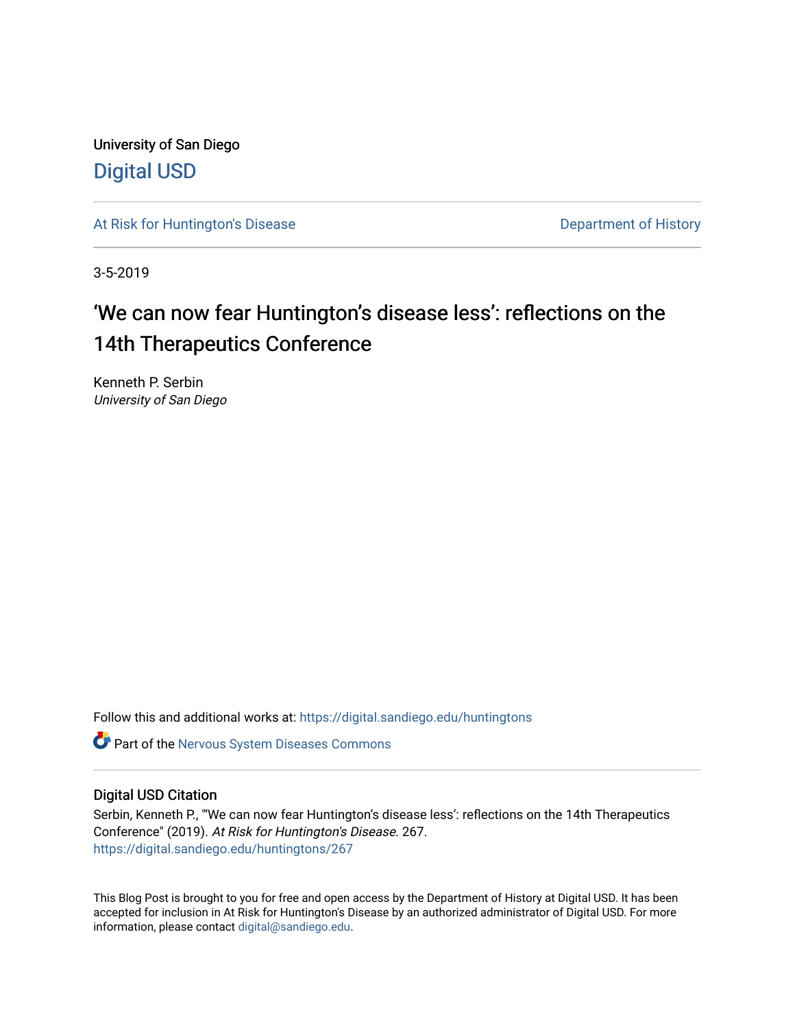University of San Diego

[Digital USD](https://digital.sandiego.edu)

[At Risk for Huntington's Disease](https://digital.sandiego.edu/huntingtons) | [Department of History](https://digital.sandiego.edu/history)

3-5-2019

# 'We can now fear Huntington's disease less': reflections on the 14th Therapeutics Conference

Kenneth P. Serbin
*University of San Diego*

Follow this and additional works at: https://digital.sandiego.edu/huntingtons

Part of the Nervous System Diseases Commons

## Digital USD Citation

Serbin, Kenneth P., "'We can now fear Huntington's disease less': reflections on the 14th Therapeutics Conference" (2019). *At Risk for Huntington's Disease*. 267.
https://digital.sandiego.edu/huntingtons/267

This Blog Post is brought to you for free and open access by the Department of History at Digital USD. It has been accepted for inclusion in At Risk for Huntington's Disease by an authorized administrator of Digital USD. For more information, please contact digital@sandiego.edu.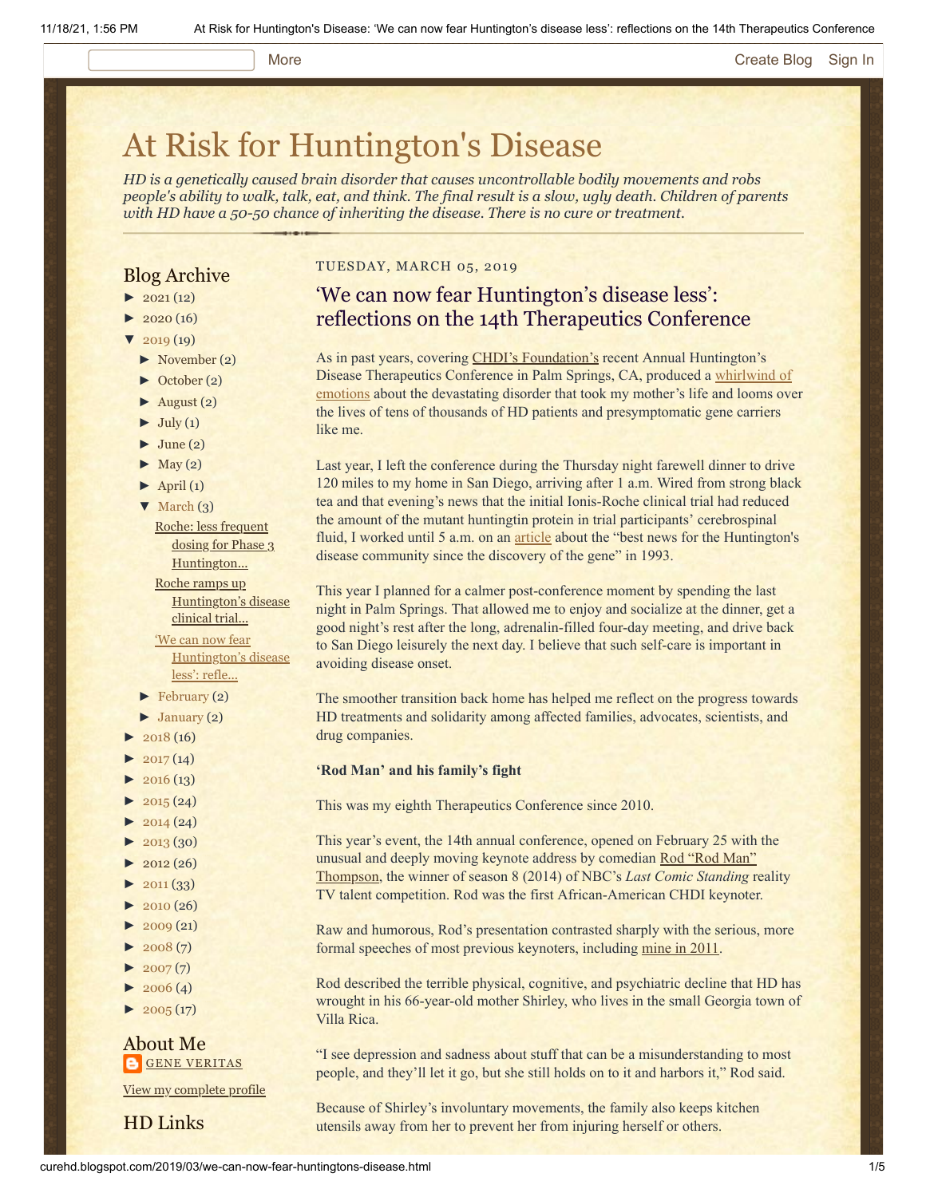[More](#) [Create Blog](#) [Sign In](#)

# At Risk for Huntington's Disease

*HD is a genetically caused brain disorder that causes uncontrollable bodily movements and robs people's ability to walk, talk, eat, and think. The final result is a slow, ugly death. Children of parents with HD have a 50-50 chance of inheriting the disease. There is no cure or treatment.*

## Blog Archive

- ► 2021 (12)
- ► 2020 (16)
- ▼ 2019 (19)
  - ► November (2)
  - ► October (2)
  - ► August (2)
  - ► July (1)
  - ► June (2)
  - ► May (2)
  - ► April (1)
  - ▼ March (3)
    - Roche: less frequent dosing for Phase 3 Huntington...
    - Roche ramps up Huntington's disease clinical trial...
    - 'We can now fear Huntington's disease less': refle...
  - ► February (2)
  - ► January (2)
- ► 2018 (16)
- ► 2017 (14)
- ► 2016 (13)
- ► 2015 (24)
- ► 2014 (24)
- ► 2013 (30)
- ► 2012 (26)
- ► 2011 (33)
- ► 2010 (26)
- ► 2009 (21)
- ► 2008 (7)
- ► 2007 (7)
- ► 2006 (4)
- ► 2005 (17)

## About Me

GENE VERITAS

View my complete profile

## HD Links

TUESDAY, MARCH 05, 2019

## 'We can now fear Huntington's disease less': reflections on the 14th Therapeutics Conference

As in past years, covering CHDI's Foundation's recent Annual Huntington's Disease Therapeutics Conference in Palm Springs, CA, produced a whirlwind of emotions about the devastating disorder that took my mother's life and looms over the lives of tens of thousands of HD patients and presymptomatic gene carriers like me.

Last year, I left the conference during the Thursday night farewell dinner to drive 120 miles to my home in San Diego, arriving after 1 a.m. Wired from strong black tea and that evening's news that the initial Ionis-Roche clinical trial had reduced the amount of the mutant huntingtin protein in trial participants' cerebrospinal fluid, I worked until 5 a.m. on an article about the "best news for the Huntington's disease community since the discovery of the gene" in 1993.

This year I planned for a calmer post-conference moment by spending the last night in Palm Springs. That allowed me to enjoy and socialize at the dinner, get a good night's rest after the long, adrenalin-filled four-day meeting, and drive back to San Diego leisurely the next day. I believe that such self-care is important in avoiding disease onset.

The smoother transition back home has helped me reflect on the progress towards HD treatments and solidarity among affected families, advocates, scientists, and drug companies.

**'Rod Man' and his family's fight**

This was my eighth Therapeutics Conference since 2010.

This year's event, the 14th annual conference, opened on February 25 with the unusual and deeply moving keynote address by comedian Rod "Rod Man" Thompson, the winner of season 8 (2014) of NBC's *Last Comic Standing* reality TV talent competition. Rod was the first African-American CHDI keynoter.

Raw and humorous, Rod's presentation contrasted sharply with the serious, more formal speeches of most previous keynoters, including mine in 2011.

Rod described the terrible physical, cognitive, and psychiatric decline that HD has wrought in his 66-year-old mother Shirley, who lives in the small Georgia town of Villa Rica.

"I see depression and sadness about stuff that can be a misunderstanding to most people, and they'll let it go, but she still holds on to it and harbors it," Rod said.

Because of Shirley's involuntary movements, the family also keeps kitchen utensils away from her to prevent her from injuring herself or others.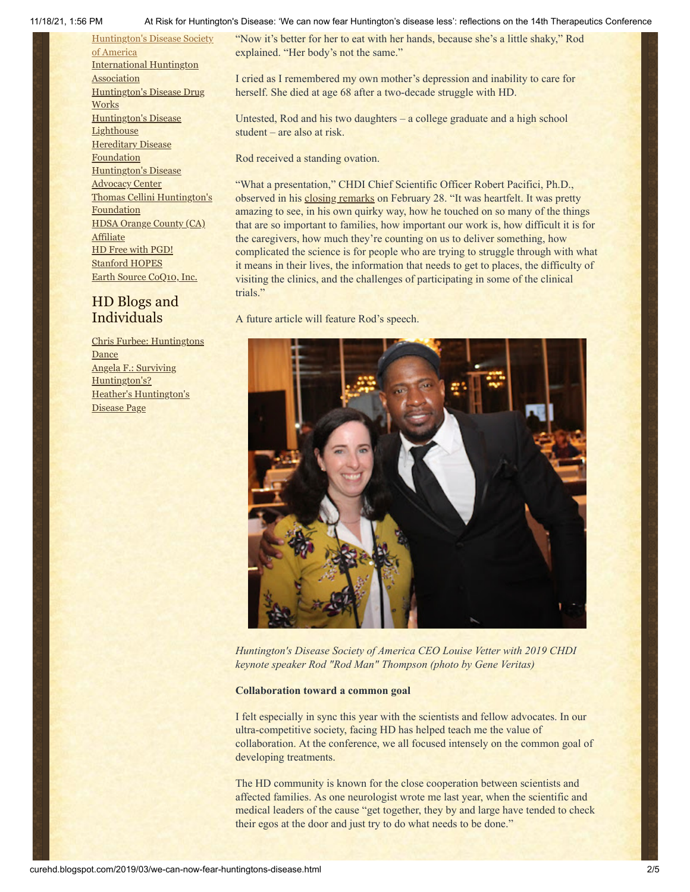[Huntington's Disease Society of America](#)
[International Huntington Association](#)
[Huntington's Disease Drug Works](#)
[Huntington's Disease Lighthouse](#)
[Hereditary Disease Foundation](#)
[Huntington's Disease Advocacy Center](#)
[Thomas Cellini Huntington's Foundation](#)
[HDSA Orange County (CA) Affiliate](#)
[HD Free with PGD!](#)
[Stanford HOPES](#)
[Earth Source CoQ10, Inc.](#)

## HD Blogs and Individuals

[Chris Furbee: Huntingtons Dance](#)
[Angela F.: Surviving Huntington's?](#)
[Heather's Huntington's Disease Page](#)

"Now it's better for her to eat with her hands, because she's a little shaky," Rod explained. "Her body's not the same."

I cried as I remembered my own mother's depression and inability to care for herself. She died at age 68 after a two-decade struggle with HD.

Untested, Rod and his two daughters – a college graduate and a high school student – are also at risk.

Rod received a standing ovation.

"What a presentation," CHDI Chief Scientific Officer Robert Pacifici, Ph.D., observed in his closing remarks on February 28. "It was heartfelt. It was pretty amazing to see, in his own quirky way, how he touched on so many of the things that are so important to families, how important our work is, how difficult it is for the caregivers, how much they're counting on us to deliver something, how complicated the science is for people who are trying to struggle through with what it means in their lives, the information that needs to get to places, the difficulty of visiting the clinics, and the challenges of participating in some of the clinical trials."

A future article will feature Rod's speech.

*Huntington's Disease Society of America CEO Louise Vetter with 2019 CHDI keynote speaker Rod "Rod Man" Thompson (photo by Gene Veritas)*

**Collaboration toward a common goal**

I felt especially in sync this year with the scientists and fellow advocates. In our ultra-competitive society, facing HD has helped teach me the value of collaboration. At the conference, we all focused intensely on the common goal of developing treatments.

The HD community is known for the close cooperation between scientists and affected families. As one neurologist wrote me last year, when the scientific and medical leaders of the cause "get together, they by and large have tended to check their egos at the door and just try to do what needs to be done."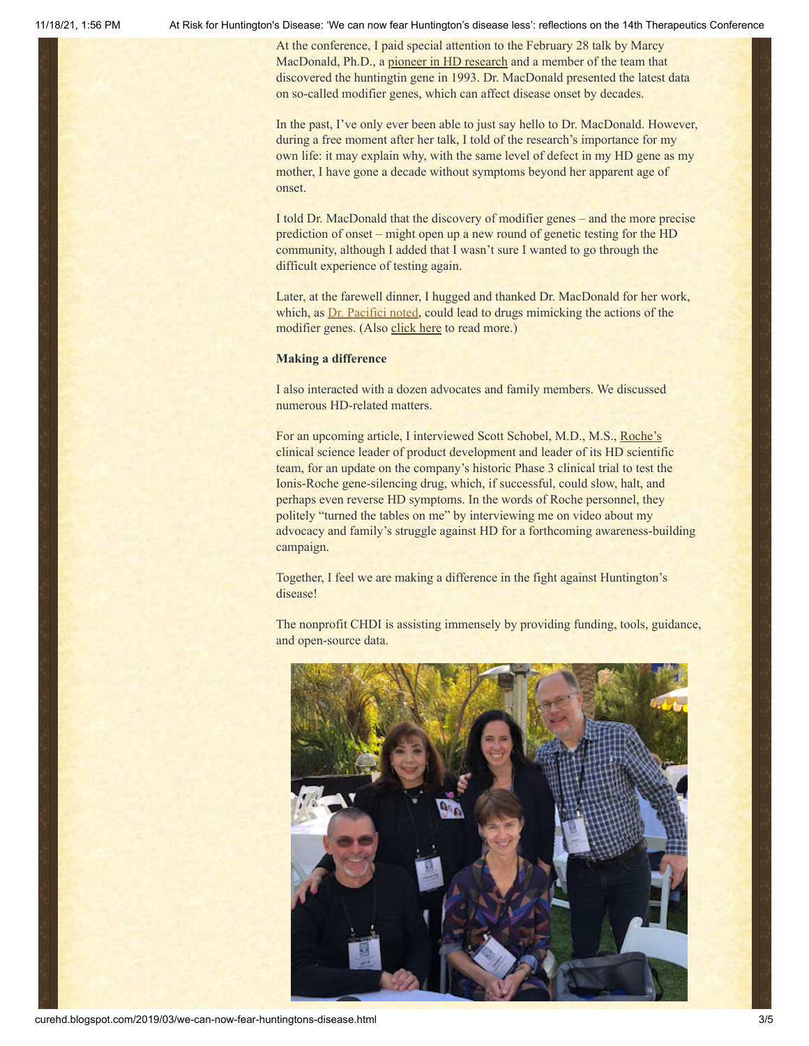At the conference, I paid special attention to the February 28 talk by Marcy MacDonald, Ph.D., a pioneer in HD research and a member of the team that discovered the huntingtin gene in 1993. Dr. MacDonald presented the latest data on so-called modifier genes, which can affect disease onset by decades.

In the past, I've only ever been able to just say hello to Dr. MacDonald. However, during a free moment after her talk, I told of the research's importance for my own life: it may explain why, with the same level of defect in my HD gene as my mother, I have gone a decade without symptoms beyond her apparent age of onset.

I told Dr. MacDonald that the discovery of modifier genes – and the more precise prediction of onset – might open up a new round of genetic testing for the HD community, although I added that I wasn't sure I wanted to go through the difficult experience of testing again.

Later, at the farewell dinner, I hugged and thanked Dr. MacDonald for her work, which, as Dr. Pacifici noted, could lead to drugs mimicking the actions of the modifier genes. (Also click here to read more.)

**Making a difference**

I also interacted with a dozen advocates and family members. We discussed numerous HD-related matters.

For an upcoming article, I interviewed Scott Schobel, M.D., M.S., Roche's clinical science leader of product development and leader of its HD scientific team, for an update on the company's historic Phase 3 clinical trial to test the Ionis-Roche gene-silencing drug, which, if successful, could slow, halt, and perhaps even reverse HD symptoms. In the words of Roche personnel, they politely "turned the tables on me" by interviewing me on video about my advocacy and family's struggle against HD for a forthcoming awareness-building campaign.

Together, I feel we are making a difference in the fight against Huntington's disease!

The nonprofit CHDI is assisting immensely by providing funding, tools, guidance, and open-source data.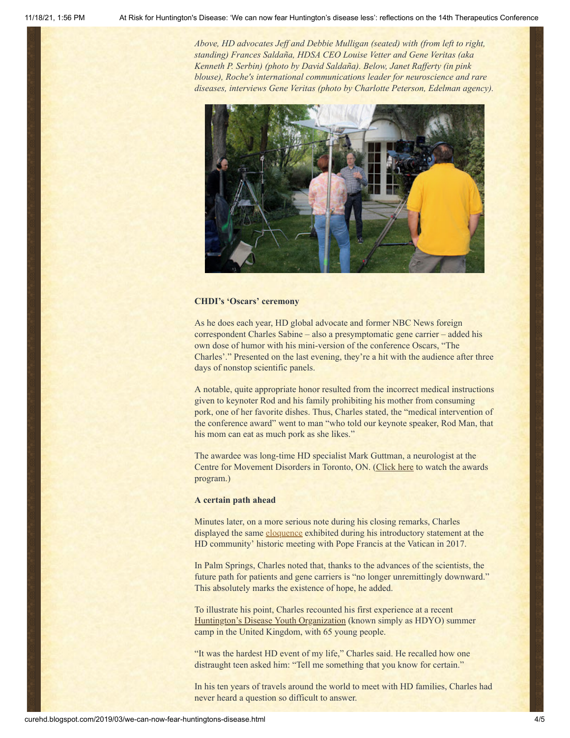*Above, HD advocates Jeff and Debbie Mulligan (seated) with (from left to right, standing) Frances Saldaña, HDSA CEO Louise Vetter and Gene Veritas (aka Kenneth P. Serbin) (photo by David Saldaña). Below, Janet Rafferty (in pink blouse), Roche's international communications leader for neuroscience and rare diseases, interviews Gene Veritas (photo by Charlotte Peterson, Edelman agency).*

**CHDI's 'Oscars' ceremony**

As he does each year, HD global advocate and former NBC News foreign correspondent Charles Sabine – also a presymptomatic gene carrier – added his own dose of humor with his mini-version of the conference Oscars, "The Charles'." Presented on the last evening, they're a hit with the audience after three days of nonstop scientific panels.

A notable, quite appropriate honor resulted from the incorrect medical instructions given to keynoter Rod and his family prohibiting his mother from consuming pork, one of her favorite dishes. Thus, Charles stated, the "medical intervention of the conference award" went to man "who told our keynote speaker, Rod Man, that his mom can eat as much pork as she likes."

The awardee was long-time HD specialist Mark Guttman, a neurologist at the Centre for Movement Disorders in Toronto, ON. (Click here to watch the awards program.)

**A certain path ahead**

Minutes later, on a more serious note during his closing remarks, Charles displayed the same eloquence exhibited during his introductory statement at the HD community' historic meeting with Pope Francis at the Vatican in 2017.

In Palm Springs, Charles noted that, thanks to the advances of the scientists, the future path for patients and gene carriers is "no longer unremittingly downward." This absolutely marks the existence of hope, he added.

To illustrate his point, Charles recounted his first experience at a recent Huntington's Disease Youth Organization (known simply as HDYO) summer camp in the United Kingdom, with 65 young people.

"It was the hardest HD event of my life," Charles said. He recalled how one distraught teen asked him: "Tell me something that you know for certain."

In his ten years of travels around the world to meet with HD families, Charles had never heard a question so difficult to answer.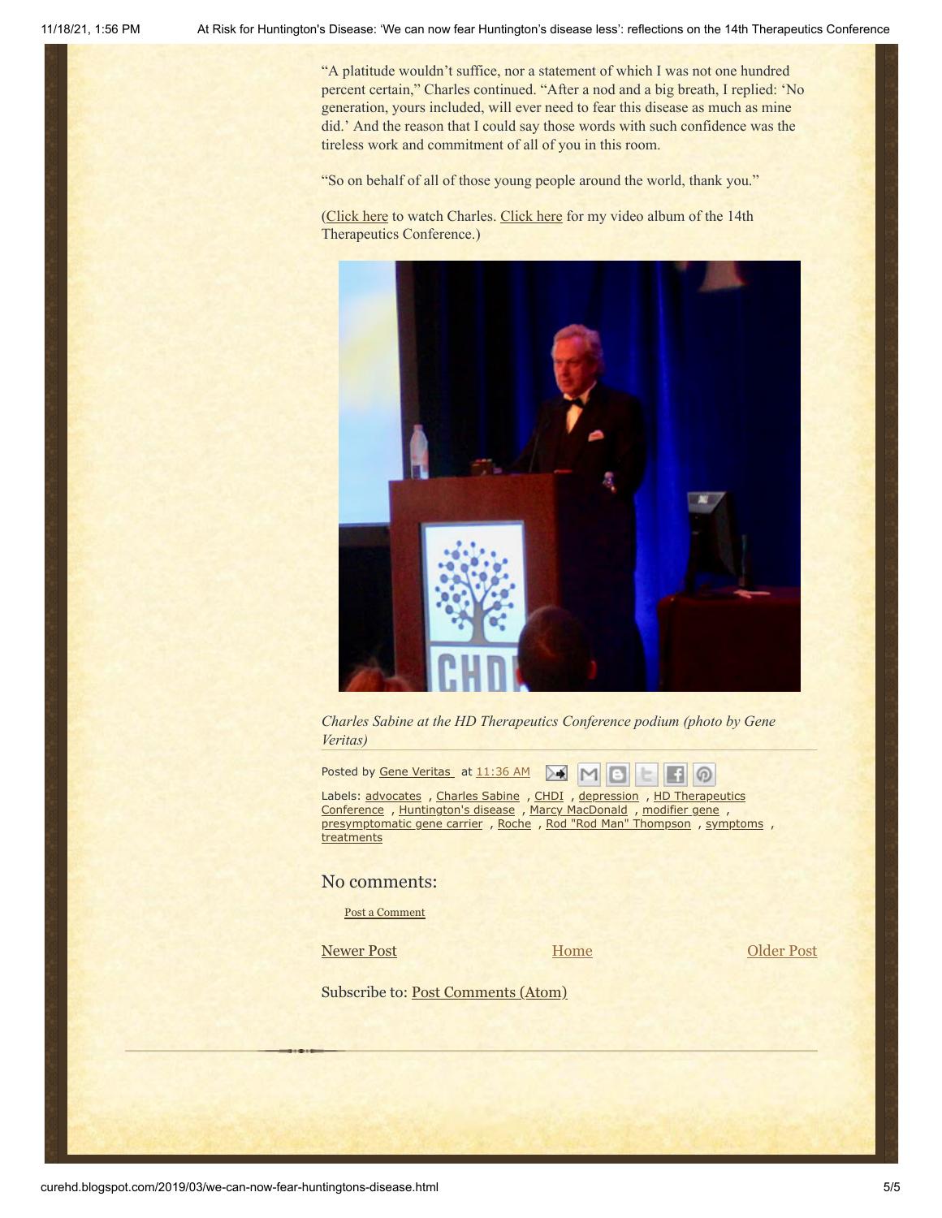"A platitude wouldn't suffice, nor a statement of which I was not one hundred percent certain," Charles continued. "After a nod and a big breath, I replied: 'No generation, yours included, will ever need to fear this disease as much as mine did.' And the reason that I could say those words with such confidence was the tireless work and commitment of all of you in this room.

"So on behalf of all of those young people around the world, thank you."

(Click here to watch Charles. Click here for my video album of the 14th Therapeutics Conference.)

*Charles Sabine at the HD Therapeutics Conference podium (photo by Gene Veritas)*

Posted by Gene Veritas at 11:36 AM

Labels: advocates , Charles Sabine , CHDI , depression , HD Therapeutics Conference , Huntington's disease , Marcy MacDonald , modifier gene , presymptomatic gene carrier , Roche , Rod "Rod Man" Thompson , symptoms , treatments

## No comments:

Post a Comment

Newer Post | Home | Older Post

Subscribe to: Post Comments (Atom)